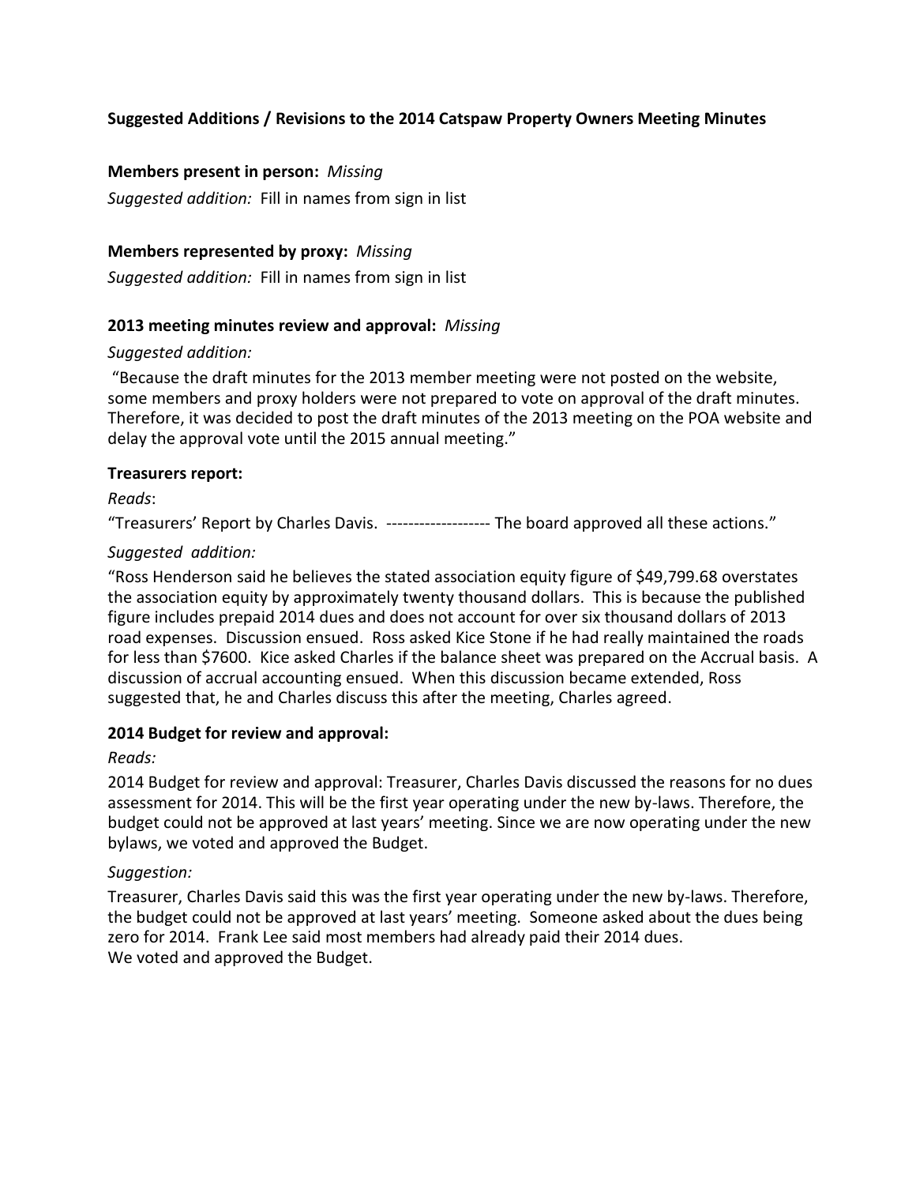**Suggested Additions / Revisions to the 2014 Catspaw Property Owners Meeting Minutes**

**Members present in person:** *Missing*

*Suggested addition:* Fill in names from sign in list

**Members represented by proxy:** *Missing*

*Suggested addition:* Fill in names from sign in list

**2013 meeting minutes review and approval:** *Missing*

*Suggested addition:*

"Because the draft minutes for the 2013 member meeting were not posted on the website, some members and proxy holders were not prepared to vote on approval of the draft minutes. Therefore, it was decided to post the draft minutes of the 2013 meeting on the POA website and delay the approval vote until the 2015 annual meeting."

**Treasurers report:**

*Reads*:

"Treasurers' Report by Charles Davis. ------------------- The board approved all these actions."

*Suggested addition:*

"Ross Henderson said he believes the stated association equity figure of $49,799.68 overstates the association equity by approximately twenty thousand dollars. This is because the published figure includes prepaid 2014 dues and does not account for over six thousand dollars of 2013 road expenses. Discussion ensued. Ross asked Kice Stone if he had really maintained the roads for less than $7600. Kice asked Charles if the balance sheet was prepared on the Accrual basis. A discussion of accrual accounting ensued. When this discussion became extended, Ross suggested that, he and Charles discuss this after the meeting, Charles agreed.

**2014 Budget for review and approval:**

*Reads:*

2014 Budget for review and approval: Treasurer, Charles Davis discussed the reasons for no dues assessment for 2014. This will be the first year operating under the new by-laws. Therefore, the budget could not be approved at last years' meeting. Since we are now operating under the new bylaws, we voted and approved the Budget.

*Suggestion:*

Treasurer, Charles Davis said this was the first year operating under the new by-laws. Therefore, the budget could not be approved at last years' meeting. Someone asked about the dues being zero for 2014. Frank Lee said most members had already paid their 2014 dues.
We voted and approved the Budget.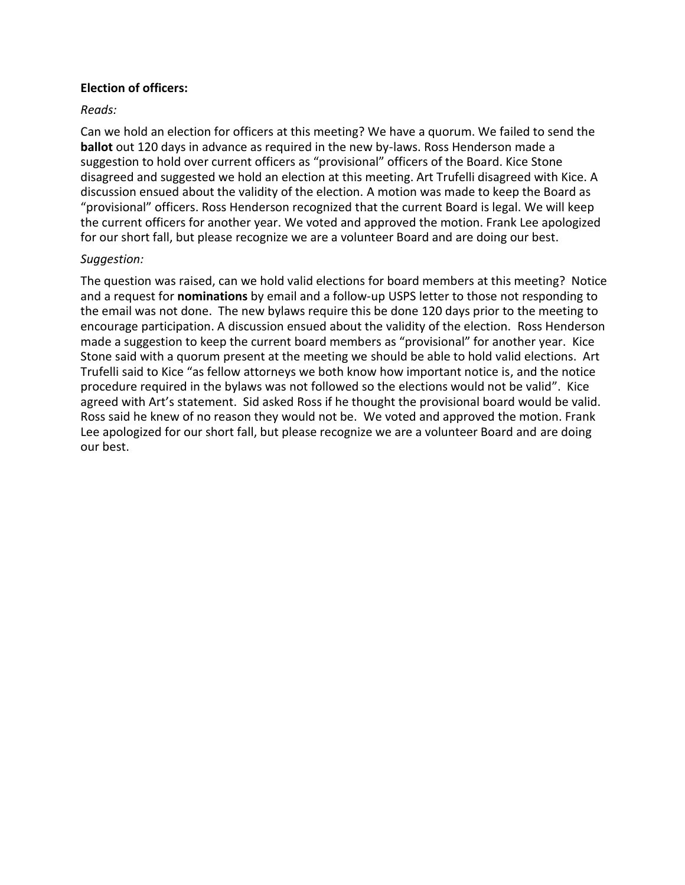**Election of officers:**

*Reads:*

Can we hold an election for officers at this meeting? We have a quorum. We failed to send the **ballot** out 120 days in advance as required in the new by-laws. Ross Henderson made a suggestion to hold over current officers as "provisional" officers of the Board. Kice Stone disagreed and suggested we hold an election at this meeting. Art Trufelli disagreed with Kice. A discussion ensued about the validity of the election. A motion was made to keep the Board as "provisional" officers. Ross Henderson recognized that the current Board is legal. We will keep the current officers for another year. We voted and approved the motion. Frank Lee apologized for our short fall, but please recognize we are a volunteer Board and are doing our best.

*Suggestion:*

The question was raised, can we hold valid elections for board members at this meeting? Notice and a request for **nominations** by email and a follow-up USPS letter to those not responding to the email was not done. The new bylaws require this be done 120 days prior to the meeting to encourage participation. A discussion ensued about the validity of the election. Ross Henderson made a suggestion to keep the current board members as "provisional" for another year. Kice Stone said with a quorum present at the meeting we should be able to hold valid elections. Art Trufelli said to Kice "as fellow attorneys we both know how important notice is, and the notice procedure required in the bylaws was not followed so the elections would not be valid". Kice agreed with Art's statement. Sid asked Ross if he thought the provisional board would be valid. Ross said he knew of no reason they would not be. We voted and approved the motion. Frank Lee apologized for our short fall, but please recognize we are a volunteer Board and are doing our best.